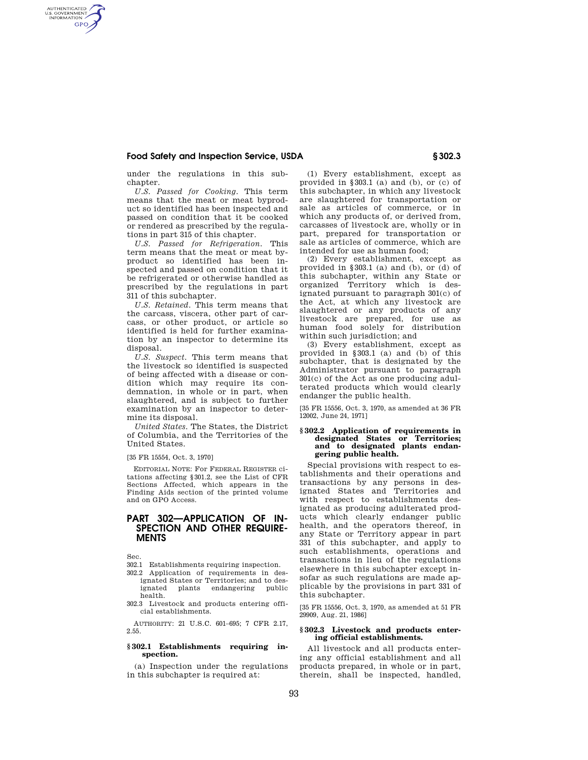under the regulations in this subchapter.

*U.S. Passed for Cooking.* This term means that the meat or meat byproduct so identified has been inspected and passed on condition that it be cooked or rendered as prescribed by the regulations in part 315 of this chapter.

*U.S. Passed for Refrigeration.* This term means that the meat or meat byproduct so identified has been inspected and passed on condition that it be refrigerated or otherwise handled as prescribed by the regulations in part 311 of this subchapter.

*U.S. Retained.* This term means that the carcass, viscera, other part of carcass, or other product, or article so identified is held for further examination by an inspector to determine its disposal.

*U.S. Suspect.* This term means that the livestock so identified is suspected of being affected with a disease or condition which may require its condemnation, in whole or in part, when slaughtered, and is subject to further examination by an inspector to determine its disposal.

*United States.* The States, the District of Columbia, and the Territories of the United States.

[35 FR 15554, Oct. 3, 1970]

EDITORIAL NOTE: For FEDERAL REGISTER citations affecting §301.2, see the List of CFR Sections Affected, which appears in the Finding Aids section of the printed volume and on GPO Access.

## PART 302—APPLICATION OF INSPECTION AND OTHER REQUIREMENTS

Sec.
302.1 Establishments requiring inspection.
302.2 Application of requirements in designated States or Territories; and to designated plants endangering public health.
302.3 Livestock and products entering official establishments.

AUTHORITY: 21 U.S.C. 601–695; 7 CFR 2.17, 2.55.

### § 302.1 Establishments requiring inspection.

(a) Inspection under the regulations in this subchapter is required at:

(1) Every establishment, except as provided in §303.1 (a) and (b), or (c) of this subchapter, in which any livestock are slaughtered for transportation or sale as articles of commerce, or in which any products of, or derived from, carcasses of livestock are, wholly or in part, prepared for transportation or sale as articles of commerce, which are intended for use as human food;

(2) Every establishment, except as provided in §303.1 (a) and (b), or (d) of this subchapter, within any State or organized Territory which is designated pursuant to paragraph 301(c) of the Act, at which any livestock are slaughtered or any products of any livestock are prepared, for use as human food solely for distribution within such jurisdiction; and

(3) Every establishment, except as provided in §303.1 (a) and (b) of this subchapter, that is designated by the Administrator pursuant to paragraph 301(c) of the Act as one producing adulterated products which would clearly endanger the public health.

[35 FR 15556, Oct. 3, 1970, as amended at 36 FR 12002, June 24, 1971]

### § 302.2 Application of requirements in designated States or Territories; and to designated plants endangering public health.

Special provisions with respect to establishments and their operations and transactions by any persons in designated States and Territories and with respect to establishments designated as producing adulterated products which clearly endanger public health, and the operators thereof, in any State or Territory appear in part 331 of this subchapter, and apply to such establishments, operations and transactions in lieu of the regulations elsewhere in this subchapter except insofar as such regulations are made applicable by the provisions in part 331 of this subchapter.

[35 FR 15556, Oct. 3, 1970, as amended at 51 FR 29909, Aug. 21, 1986]

### § 302.3 Livestock and products entering official establishments.

All livestock and all products entering any official establishment and all products prepared, in whole or in part, therein, shall be inspected, handled,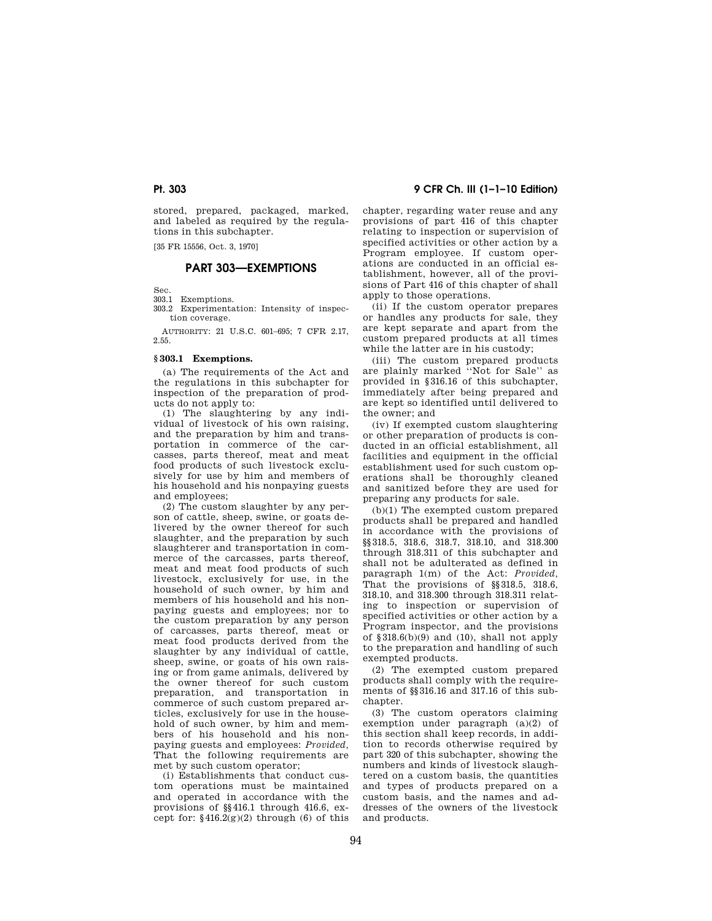stored, prepared, packaged, marked, and labeled as required by the regulations in this subchapter.

[35 FR 15556, Oct. 3, 1970]

## PART 303—EXEMPTIONS

Sec.
303.1 Exemptions.
303.2 Experimentation: Intensity of inspection coverage.

AUTHORITY: 21 U.S.C. 601–695; 7 CFR 2.17, 2.55.

### § 303.1 Exemptions.

(a) The requirements of the Act and the regulations in this subchapter for inspection of the preparation of products do not apply to:

(1) The slaughtering by any individual of livestock of his own raising, and the preparation by him and transportation in commerce of the carcasses, parts thereof, meat and meat food products of such livestock exclusively for use by him and members of his household and his nonpaying guests and employees;

(2) The custom slaughter by any person of cattle, sheep, swine, or goats delivered by the owner thereof for such slaughter, and the preparation by such slaughterer and transportation in commerce of the carcasses, parts thereof, meat and meat food products of such livestock, exclusively for use, in the household of such owner, by him and members of his household and his nonpaying guests and employees; nor to the custom preparation by any person of carcasses, parts thereof, meat or meat food products derived from the slaughter by any individual of cattle, sheep, swine, or goats of his own raising or from game animals, delivered by the owner thereof for such custom preparation, and transportation in commerce of such custom prepared articles, exclusively for use in the household of such owner, by him and members of his household and his nonpaying guests and employees: *Provided*, That the following requirements are met by such custom operator;

(i) Establishments that conduct custom operations must be maintained and operated in accordance with the provisions of §§ 416.1 through 416.6, except for: § 416.2(g)(2) through (6) of this chapter, regarding water reuse and any provisions of part 416 of this chapter relating to inspection or supervision of specified activities or other action by a Program employee. If custom operations are conducted in an official establishment, however, all of the provisions of Part 416 of this chapter of shall apply to those operations.

(ii) If the custom operator prepares or handles any products for sale, they are kept separate and apart from the custom prepared products at all times while the latter are in his custody;

(iii) The custom prepared products are plainly marked "Not for Sale" as provided in § 316.16 of this subchapter, immediately after being prepared and are kept so identified until delivered to the owner; and

(iv) If exempted custom slaughtering or other preparation of products is conducted in an official establishment, all facilities and equipment in the official establishment used for such custom operations shall be thoroughly cleaned and sanitized before they are used for preparing any products for sale.

(b)(1) The exempted custom prepared products shall be prepared and handled in accordance with the provisions of §§ 318.5, 318.6, 318.7, 318.10, and 318.300 through 318.311 of this subchapter and shall not be adulterated as defined in paragraph 1(m) of the Act: *Provided*, That the provisions of §§ 318.5, 318.6, 318.10, and 318.300 through 318.311 relating to inspection or supervision of specified activities or other action by a Program inspector, and the provisions of § 318.6(b)(9) and (10), shall not apply to the preparation and handling of such exempted products.

(2) The exempted custom prepared products shall comply with the requirements of §§ 316.16 and 317.16 of this subchapter.

(3) The custom operators claiming exemption under paragraph (a)(2) of this section shall keep records, in addition to records otherwise required by part 320 of this subchapter, showing the numbers and kinds of livestock slaughtered on a custom basis, the quantities and types of products prepared on a custom basis, and the names and addresses of the owners of the livestock and products.